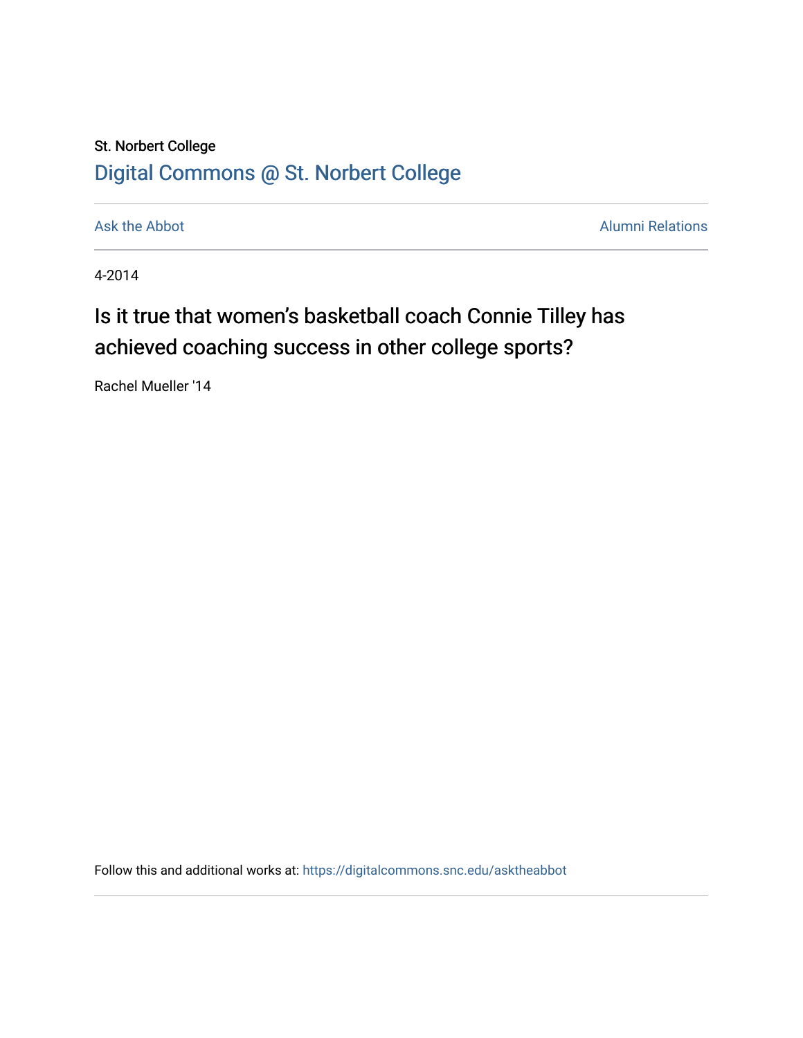St. Norbert College

[Digital Commons @ St. Norbert College](https://digitalcommons.snc.edu)

Ask the Abbot | Alumni Relations

4-2014

# Is it true that women's basketball coach Connie Tilley has achieved coaching success in other college sports?

Rachel Mueller '14

Follow this and additional works at: https://digitalcommons.snc.edu/asktheabbot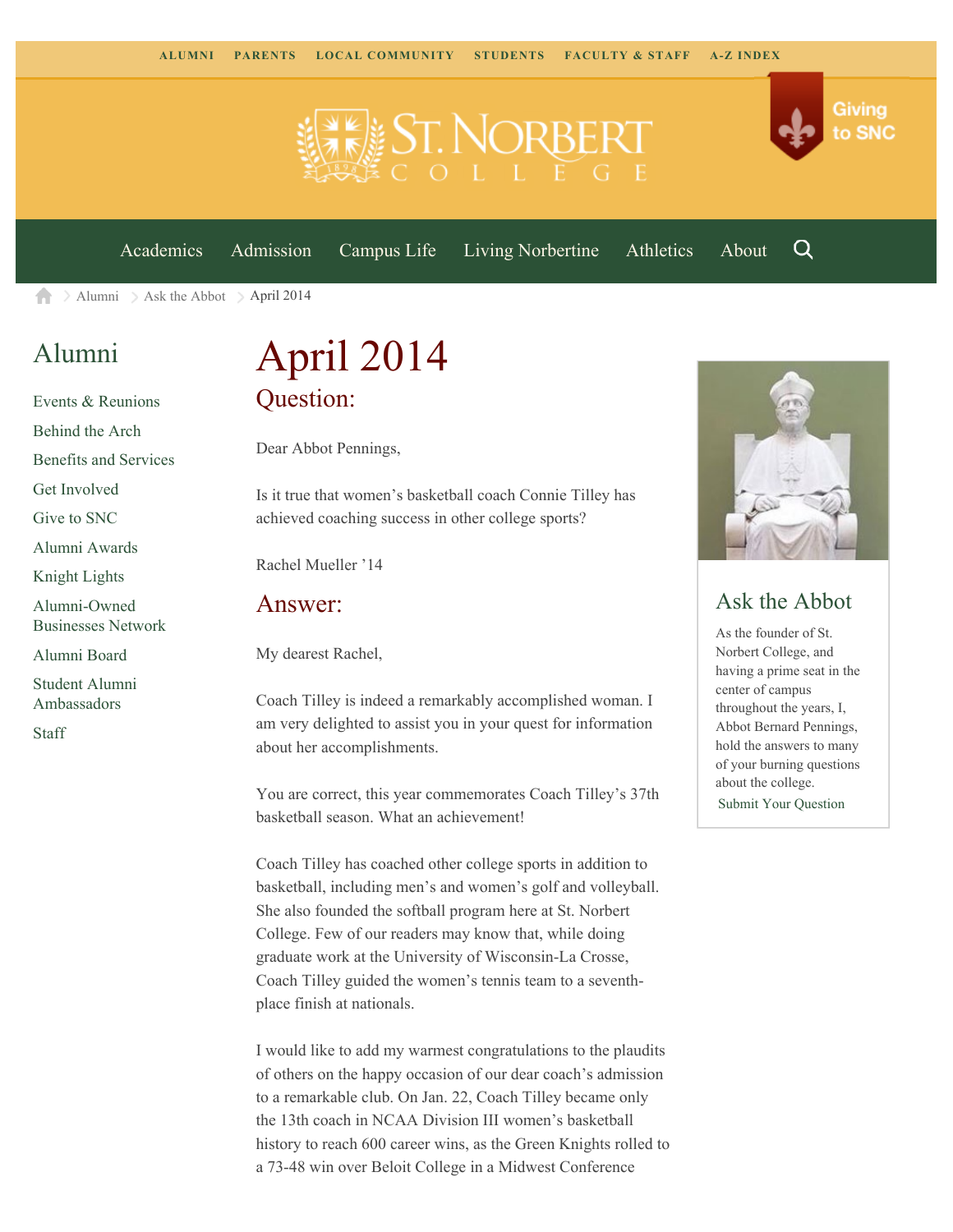ALUMNI PARENTS LOCAL COMMUNITY STUDENTS FACULTY & STAFF A-Z INDEX

Giving to SNC

Academics Admission Campus Life Living Norbertine Athletics About

Alumni > Ask the Abbot > April 2014

## Alumni

- Events & Reunions
- Behind the Arch
- Benefits and Services
- Get Involved
- Give to SNC
- Alumni Awards
- Knight Lights
- Alumni-Owned Businesses Network
- Alumni Board
- Student Alumni Ambassadors
- Staff

# April 2014

## Question:

Dear Abbot Pennings,

Is it true that women's basketball coach Connie Tilley has achieved coaching success in other college sports?

Rachel Mueller '14

## Answer:

My dearest Rachel,

Coach Tilley is indeed a remarkably accomplished woman. I am very delighted to assist you in your quest for information about her accomplishments.

You are correct, this year commemorates Coach Tilley's 37th basketball season. What an achievement!

Coach Tilley has coached other college sports in addition to basketball, including men's and women's golf and volleyball. She also founded the softball program here at St. Norbert College. Few of our readers may know that, while doing graduate work at the University of Wisconsin-La Crosse, Coach Tilley guided the women's tennis team to a seventh-place finish at nationals.

I would like to add my warmest congratulations to the plaudits of others on the happy occasion of our dear coach's admission to a remarkable club. On Jan. 22, Coach Tilley became only the 13th coach in NCAA Division III women's basketball history to reach 600 career wins, as the Green Knights rolled to a 73-48 win over Beloit College in a Midwest Conference

## Ask the Abbot

As the founder of St. Norbert College, and having a prime seat in the center of campus throughout the years, I, Abbot Bernard Pennings, hold the answers to many of your burning questions about the college.

Submit Your Question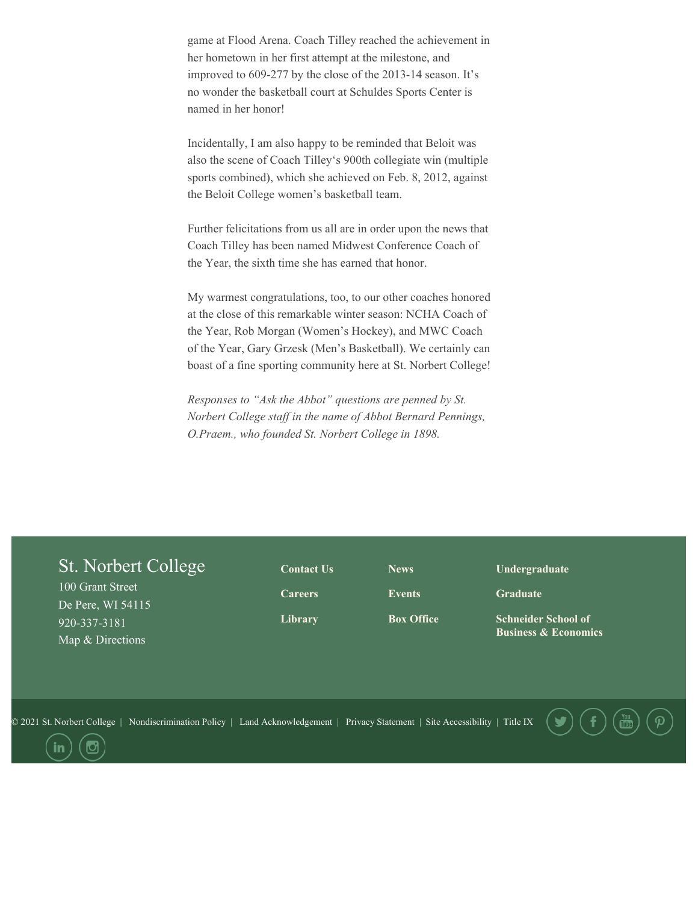game at Flood Arena. Coach Tilley reached the achievement in her hometown in her first attempt at the milestone, and improved to 609-277 by the close of the 2013-14 season. It's no wonder the basketball court at Schuldes Sports Center is named in her honor!

Incidentally, I am also happy to be reminded that Beloit was also the scene of Coach Tilley's 900th collegiate win (multiple sports combined), which she achieved on Feb. 8, 2012, against the Beloit College women's basketball team.

Further felicitations from us all are in order upon the news that Coach Tilley has been named Midwest Conference Coach of the Year, the sixth time she has earned that honor.

My warmest congratulations, too, to our other coaches honored at the close of this remarkable winter season: NCHA Coach of the Year, Rob Morgan (Women's Hockey), and MWC Coach of the Year, Gary Grzesk (Men's Basketball). We certainly can boast of a fine sporting community here at St. Norbert College!

*Responses to "Ask the Abbot" questions are penned by St. Norbert College staff in the name of Abbot Bernard Pennings, O.Praem., who founded St. Norbert College in 1898.*

St. Norbert College
100 Grant Street
De Pere, WI 54115
920-337-3181
Map & Directions

**Contact Us**
**Careers**
**Library**

**News**
**Events**
**Box Office**

**Undergraduate**
**Graduate**
**Schneider School of Business & Economics**

© 2021 St. Norbert College | Nondiscrimination Policy | Land Acknowledgement | Privacy Statement | Site Accessibility | Title IX